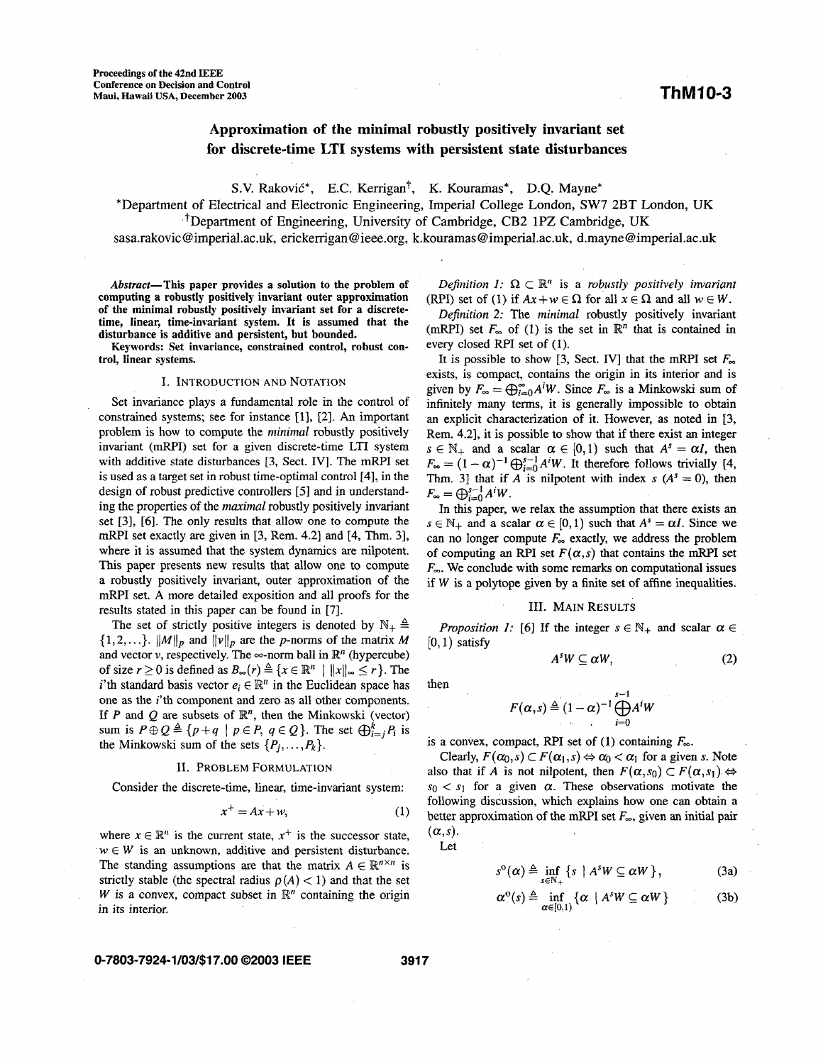# Approximation of the minimal robustly positively invariant set for discrete-time LTI systems with persistent state disturbances

S.V. Raković*, E.C. Kerrigan†, K. Kouramas*, D.Q. Mayne*

*Department of Electrical and Electronic Engineering, Imperial College London, SW7 2BT London, UK

†Department of Engineering, University of Cambridge, CB2 1PZ Cambridge, UK

sasa.rakovic@imperial.ac.uk, erickerrigan@ieee.org, k.kouramas@imperial.ac.uk, d.mayne@imperial.ac.uk

***Abstract*— This paper provides a solution to the problem of computing a robustly positively invariant outer approximation of the minimal robustly positively invariant set for a discrete-time, linear, time-invariant system. It is assumed that the disturbance is additive and persistent, but bounded.**

**Keywords: Set invariance, constrained control, robust control, linear systems.**

## I. Introduction and Notation

Set invariance plays a fundamental role in the control of constrained systems; see for instance [1], [2]. An important problem is how to compute the *minimal* robustly positively invariant (mRPI) set for a given discrete-time LTI system with additive state disturbances [3, Sect. IV]. The mRPI set is used as a target set in robust time-optimal control [4], in the design of robust predictive controllers [5] and in understanding the properties of the *maximal* robustly positively invariant set [3], [6]. The only results that allow one to compute the mRPI set exactly are given in [3, Rem. 4.2] and [4, Thm. 3], where it is assumed that the system dynamics are nilpotent. This paper presents new results that allow one to compute a robustly positively invariant, outer approximation of the mRPI set. A more detailed exposition and all proofs for the results stated in this paper can be found in [7].

The set of strictly positive integers is denoted by $\mathbb{N}_+ \triangleq \{1, 2, \ldots\}$. $\|M\|_p$ and $\|v\|_p$ are the $p$-norms of the matrix $M$ and vector $v$, respectively. The $\infty$-norm ball in $\mathbb{R}^n$ (hypercube) of size $r \geq 0$ is defined as $B_\infty(r) \triangleq \{x \in \mathbb{R}^n \mid \|x\|_\infty \leq r\}$. The $i$'th standard basis vector $e_i \in \mathbb{R}^n$ in the Euclidean space has one as the $i$'th component and zero as all other components. If $P$ and $Q$ are subsets of $\mathbb{R}^n$, then the Minkowski (vector) sum is $P \oplus Q \triangleq \{p + q \mid p \in P,\ q \in Q\}$. The set $\bigoplus_{i=j}^{k} P_i$ is the Minkowski sum of the sets $\{P_j, \ldots, P_k\}$.

## II. Problem Formulation

Consider the discrete-time, linear, time-invariant system:

$$x^+ = Ax + w, \tag{1}$$

where $x \in \mathbb{R}^n$ is the current state, $x^+$ is the successor state, $w \in W$ is an unknown, additive and persistent disturbance. The standing assumptions are that the matrix $A \in \mathbb{R}^{n \times n}$ is strictly stable (the spectral radius $\rho(A) < 1$) and that the set $W$ is a convex, compact subset in $\mathbb{R}^n$ containing the origin in its interior.

*Definition 1:* $\Omega \subset \mathbb{R}^n$ is a *robustly positively invariant* (RPI) set of (1) if $Ax + w \in \Omega$ for all $x \in \Omega$ and all $w \in W$.

*Definition 2:* The *minimal* robustly positively invariant (mRPI) set $F_\infty$ of (1) is the set in $\mathbb{R}^n$ that is contained in every closed RPI set of (1).

It is possible to show [3, Sect. IV] that the mRPI set $F_\infty$ exists, is compact, contains the origin in its interior and is given by $F_\infty = \bigoplus_{i=0}^{\infty} A^i W$. Since $F_\infty$ is a Minkowski sum of infinitely many terms, it is generally impossible to obtain an explicit characterization of it. However, as noted in [3, Rem. 4.2], it is possible to show that if there exist an integer $s \in \mathbb{N}_+$ and a scalar $\alpha \in [0, 1)$ such that $A^s = \alpha I$, then $F_\infty = (1 - \alpha)^{-1} \bigoplus_{i=0}^{s-1} A^i W$. It therefore follows trivially [4, Thm. 3] that if $A$ is nilpotent with index $s$ ($A^s = 0$), then $F_\infty = \bigoplus_{i=0}^{s-1} A^i W$.

In this paper, we relax the assumption that there exists an $s \in \mathbb{N}_+$ and a scalar $\alpha \in [0, 1)$ such that $A^s = \alpha I$. Since we can no longer compute $F_\infty$ exactly, we address the problem of computing an RPI set $F(\alpha, s)$ that contains the mRPI set $F_\infty$. We conclude with some remarks on computational issues if $W$ is a polytope given by a finite set of affine inequalities.

## III. Main Results

*Proposition 1:* [6] If the integer $s \in \mathbb{N}_+$ and scalar $\alpha \in [0, 1)$ satisfy

$$A^s W \subseteq \alpha W, \tag{2}$$

then

$$F(\alpha, s) \triangleq (1 - \alpha)^{-1} \bigoplus_{i=0}^{s-1} A^i W$$

is a convex, compact, RPI set of (1) containing $F_\infty$.

Clearly, $F(\alpha_0, s) \subset F(\alpha_1, s) \Leftrightarrow \alpha_0 < \alpha_1$ for a given $s$. Note also that if $A$ is not nilpotent, then $F(\alpha, s_0) \subset F(\alpha, s_1) \Leftrightarrow s_0 < s_1$ for a given $\alpha$. These observations motivate the following discussion, which explains how one can obtain a better approximation of the mRPI set $F_\infty$, given an initial pair $(\alpha, s)$.

Let

$$s^o(\alpha) \triangleq \inf_{s \in \mathbb{N}_+} \{ s \mid A^s W \subseteq \alpha W \}, \tag{3a}$$

$$\alpha^o(s) \triangleq \inf_{\alpha \in [0,1)} \{ \alpha \mid A^s W \subseteq \alpha W \} \tag{3b}$$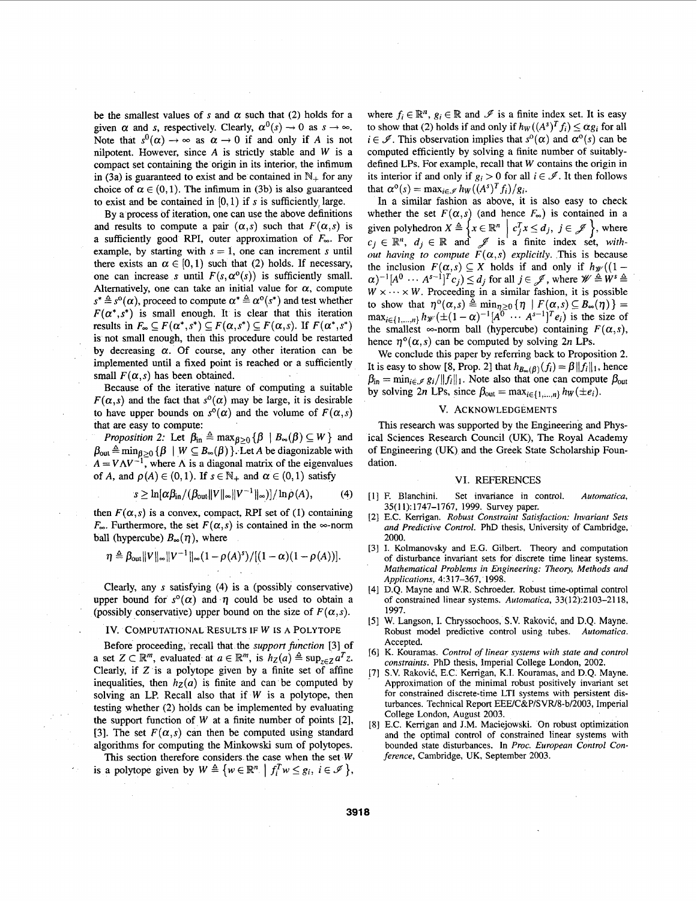be the smallest values of $s$ and $\alpha$ such that (2) holds for a given $\alpha$ and $s$, respectively. Clearly, $\alpha^0(s) \to 0$ as $s \to \infty$. Note that $s^0(\alpha) \to \infty$ as $\alpha \to 0$ if and only if $A$ is not nilpotent. However, since $A$ is strictly stable and $W$ is a compact set containing the origin in its interior, the infimum in (3a) is guaranteed to exist and be contained in $\mathbb{N}_+$ for any choice of $\alpha \in (0,1)$. The infimum in (3b) is also guaranteed to exist and be contained in $[0,1)$ if $s$ is sufficiently large.

By a process of iteration, one can use the above definitions and results to compute a pair $(\alpha, s)$ such that $F(\alpha, s)$ is a sufficiently good RPI, outer approximation of $F_\infty$. For example, by starting with $s = 1$, one can increment $s$ until there exists an $\alpha \in [0,1)$ such that (2) holds. If necessary, one can increase $s$ until $F(s, \alpha^0(s))$ is sufficiently small. Alternatively, one can take an initial value for $\alpha$, compute $s^* \triangleq s^0(\alpha)$, proceed to compute $\alpha^* \triangleq \alpha^0(s^*)$ and test whether $F(\alpha^*, s^*)$ is small enough. It is clear that this iteration results in $F_\infty \subseteq F(\alpha^*, s^*) \subseteq F(\alpha, s^*) \subseteq F(\alpha, s)$. If $F(\alpha^*, s^*)$ is not small enough, then this procedure could be restarted by decreasing $\alpha$. Of course, any other iteration can be implemented until a fixed point is reached or a sufficiently small $F(\alpha, s)$ has been obtained.

Because of the iterative nature of computing a suitable $F(\alpha, s)$ and the fact that $s^0(\alpha)$ may be large, it is desirable to have upper bounds on $s^0(\alpha)$ and the volume of $F(\alpha, s)$ that are easy to compute:

*Proposition 2:* Let $\beta_{\text{in}} \triangleq \max_{\beta \geq 0}\{\beta \mid B_\infty(\beta) \subseteq W\}$ and $\beta_{\text{out}} \triangleq \min_{\beta \geq 0}\{\beta \mid W \subseteq B_\infty(\beta)\}$. Let $A$ be diagonalizable with $A = V\Lambda V^{-1}$, where $\Lambda$ is a diagonal matrix of the eigenvalues of $A$, and $\rho(A) \in (0,1)$. If $s \in \mathbb{N}_+$ and $\alpha \in (0,1)$ satisfy

$$s \geq \ln[\alpha\beta_{\text{in}}/(\beta_{\text{out}}\|V\|_\infty\|V^{-1}\|_\infty)]/\ln\rho(A), \tag{4}$$

then $F(\alpha, s)$ is a convex, compact, RPI set of (1) containing $F_\infty$. Furthermore, the set $F(\alpha, s)$ is contained in the $\infty$-norm ball (hypercube) $B_\infty(\eta)$, where

$$\eta \triangleq \beta_{\text{out}}\|V\|_\infty\|V^{-1}\|_\infty(1-\rho(A)^s)/[(1-\alpha)(1-\rho(A))].$$

Clearly, any $s$ satisfying (4) is a (possibly conservative) upper bound for $s^0(\alpha)$ and $\eta$ could be used to obtain a (possibly conservative) upper bound on the size of $F(\alpha, s)$.

## IV. Computational Results if $W$ is a Polytope

Before proceeding, recall that the *support function* [3] of a set $Z \subset \mathbb{R}^m$, evaluated at $a \in \mathbb{R}^m$, is $h_Z(a) \triangleq \sup_{z \in Z} a^T z$. Clearly, if $Z$ is a polytope given by a finite set of affine inequalities, then $h_Z(a)$ is finite and can be computed by solving an LP. Recall also that if $W$ is a polytope, then testing whether (2) holds can be implemented by evaluating the support function of $W$ at a finite number of points [2], [3]. The set $F(\alpha, s)$ can then be computed using standard algorithms for computing the Minkowski sum of polytopes.

This section therefore considers the case when the set $W$ is a polytope given by $W \triangleq \{w \in \mathbb{R}^n \mid f_i^T w \leq g_i, \ i \in \mathcal{I}\}$, where $f_i \in \mathbb{R}^n$, $g_i \in \mathbb{R}$ and $\mathcal{I}$ is a finite index set. It is easy to show that (2) holds if and only if $h_W((A^s)^T f_i) \leq \alpha g_i$ for all $i \in \mathcal{I}$. This observation implies that $s^0(\alpha)$ and $\alpha^0(s)$ can be computed efficiently by solving a finite number of suitably-defined LPs. For example, recall that $W$ contains the origin in its interior if and only if $g_i > 0$ for all $i \in \mathcal{I}$. It then follows that $\alpha^0(s) = \max_{i \in \mathcal{I}} h_W((A^s)^T f_i)/g_i$.

In a similar fashion as above, it is also easy to check whether the set $F(\alpha, s)$ (and hence $F_\infty$) is contained in a given polyhedron $X \triangleq \{x \in \mathbb{R}^n \mid c_j^T x \leq d_j, \ j \in \mathcal{J}\}$, where $c_j \in \mathbb{R}^n$, $d_j \in \mathbb{R}$ and $\mathcal{J}$ is a finite index set, *without having to compute* $F(\alpha, s)$ *explicitly*. This is because the inclusion $F(\alpha, s) \subseteq X$ holds if and only if $h_{\mathcal{W}}((1-\alpha)^{-1}[A^0 \ \cdots \ A^{s-1}]^T c_j) \leq d_j$ for all $j \in \mathcal{J}$, where $\mathcal{W} \triangleq W^s \triangleq W \times \cdots \times W$. Proceeding in a similar fashion, it is possible to show that $\eta^0(\alpha, s) \triangleq \min_{\eta \geq 0}\{\eta \mid F(\alpha, s) \subseteq B_\infty(\eta)\} = \max_{i \in \{1,\ldots,n\}} h_{\mathcal{W}}(\pm(1-\alpha)^{-1}[A^0 \ \cdots \ A^{s-1}]^T e_i)$ is the size of the smallest $\infty$-norm ball (hypercube) containing $F(\alpha, s)$, hence $\eta^0(\alpha, s)$ can be computed by solving $2n$ LPs.

We conclude this paper by referring back to Proposition 2. It is easy to show [8, Prop. 2] that $h_{B_\infty(\beta)}(f_i) = \beta\|f_i\|_1$, hence $\beta_{\text{in}} = \min_{i \in \mathcal{I}} g_i/\|f_i\|_1$. Note also that one can compute $\beta_{\text{out}}$ by solving $2n$ LPs, since $\beta_{\text{out}} = \max_{i \in \{1,\ldots,n\}} h_W(\pm e_i)$.

## V. Acknowledgements

This research was supported by the Engineering and Physical Sciences Research Council (UK), The Royal Academy of Engineering (UK) and the Greek State Scholarship Foundation.

## VI. References

[1] F. Blanchini. Set invariance in control. *Automatica*, 35(11):1747–1767, 1999. Survey paper.

[2] E.C. Kerrigan. *Robust Constraint Satisfaction: Invariant Sets and Predictive Control*. PhD thesis, University of Cambridge, 2000.

[3] I. Kolmanovsky and E.G. Gilbert. Theory and computation of disturbance invariant sets for discrete time linear systems. *Mathematical Problems in Engineering: Theory, Methods and Applications*, 4:317–367, 1998.

[4] D.Q. Mayne and W.R. Schroeder. Robust time-optimal control of constrained linear systems. *Automatica*, 33(12):2103–2118, 1997.

[5] W. Langson, I. Chryssochoos, S.V. Raković, and D.Q. Mayne. Robust model predictive control using tubes. *Automatica*. Accepted.

[6] K. Kouramas. *Control of linear systems with state and control constraints*. PhD thesis, Imperial College London, 2002.

[7] S.V. Raković, E.C. Kerrigan, K.I. Kouramas, and D.Q. Mayne. Approximation of the minimal robust positively invariant set for constrained discrete-time LTI systems with persistent disturbances. Technical Report EEE/C&P/SVR/8-b/2003, Imperial College London, August 2003.

[8] E.C. Kerrigan and J.M. Maciejowski. On robust optimization and the optimal control of constrained linear systems with bounded state disturbances. In *Proc. European Control Conference*, Cambridge, UK, September 2003.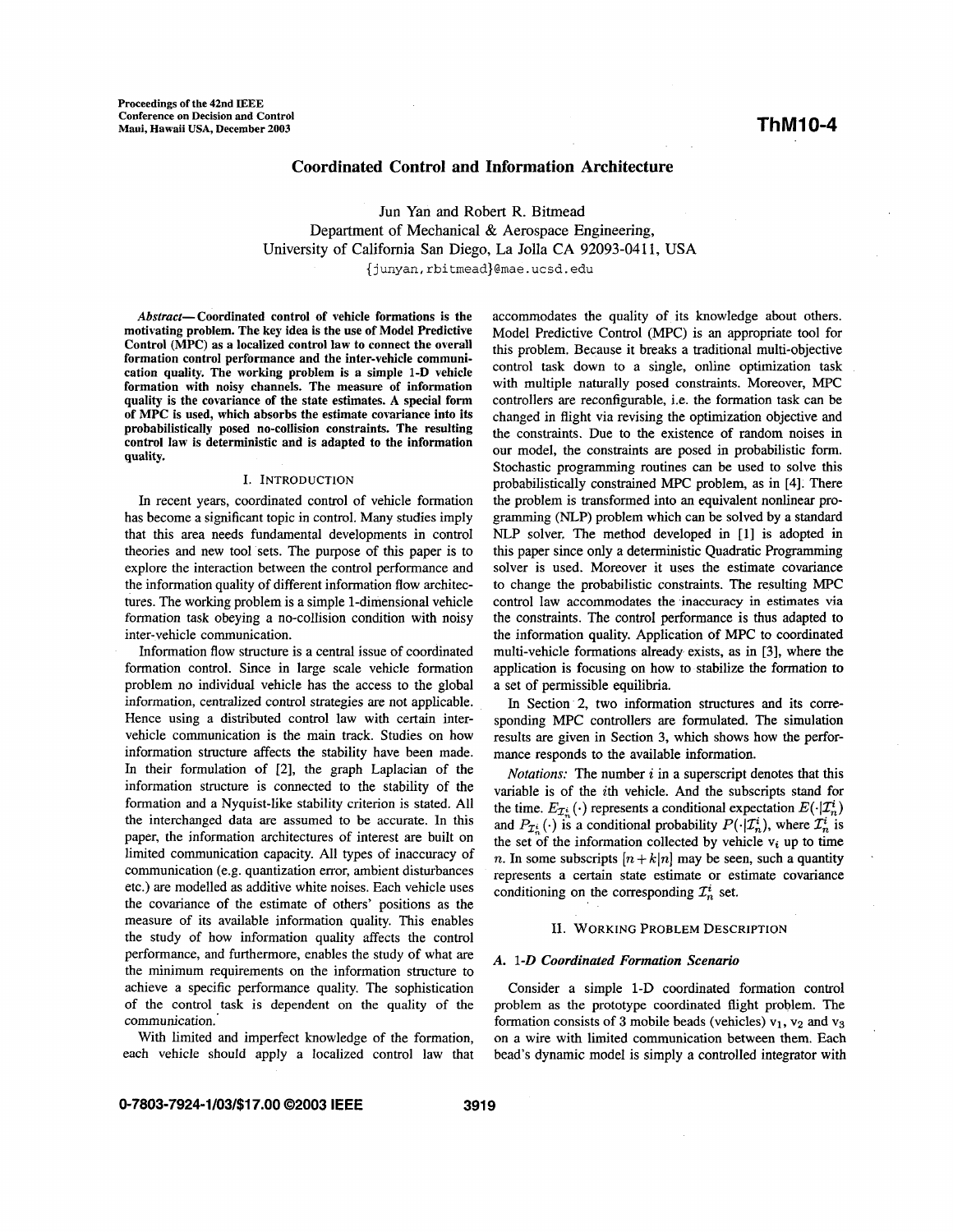# Coordinated Control and Information Architecture

Jun Yan and Robert R. Bitmead
Department of Mechanical & Aerospace Engineering,
University of California San Diego, La Jolla CA 92093-0411, USA
{junyan, rbitmead}@mae.ucsd.edu

***Abstract*— Coordinated control of vehicle formations is the motivating problem. The key idea is the use of Model Predictive Control (MPC) as a localized control law to connect the overall formation control performance and the inter-vehicle communication quality. The working problem is a simple 1-D vehicle formation with noisy channels. The measure of information quality is the covariance of the state estimates. A special form of MPC is used, which absorbs the estimate covariance into its probabilistically posed no-collision constraints. The resulting control law is deterministic and is adapted to the information quality.**

## I. Introduction

In recent years, coordinated control of vehicle formation has become a significant topic in control. Many studies imply that this area needs fundamental developments in control theories and new tool sets. The purpose of this paper is to explore the interaction between the control performance and the information quality of different information flow architectures. The working problem is a simple 1-dimensional vehicle formation task obeying a no-collision condition with noisy inter-vehicle communication.

Information flow structure is a central issue of coordinated formation control. Since in large scale vehicle formation problem no individual vehicle has the access to the global information, centralized control strategies are not applicable. Hence using a distributed control law with certain inter-vehicle communication is the main track. Studies on how information structure affects the stability have been made. In their formulation of [2], the graph Laplacian of the information structure is connected to the stability of the formation and a Nyquist-like stability criterion is stated. All the interchanged data are assumed to be accurate. In this paper, the information architectures of interest are built on limited communication capacity. All types of inaccuracy of communication (e.g. quantization error, ambient disturbances etc.) are modelled as additive white noises. Each vehicle uses the covariance of the estimate of others' positions as the measure of its available information quality. This enables the study of how information quality affects the control performance, and furthermore, enables the study of what are the minimum requirements on the information structure to achieve a specific performance quality. The sophistication of the control task is dependent on the quality of the communication.

With limited and imperfect knowledge of the formation, each vehicle should apply a localized control law that accommodates the quality of its knowledge about others. Model Predictive Control (MPC) is an appropriate tool for this problem. Because it breaks a traditional multi-objective control task down to a single, online optimization task with multiple naturally posed constraints. Moreover, MPC controllers are reconfigurable, i.e. the formation task can be changed in flight via revising the optimization objective and the constraints. Due to the existence of random noises in our model, the constraints are posed in probabilistic form. Stochastic programming routines can be used to solve this probabilistically constrained MPC problem, as in [4]. There the problem is transformed into an equivalent nonlinear programming (NLP) problem which can be solved by a standard NLP solver. The method developed in [1] is adopted in this paper since only a deterministic Quadratic Programming solver is used. Moreover it uses the estimate covariance to change the probabilistic constraints. The resulting MPC control law accommodates the inaccuracy in estimates via the constraints. The control performance is thus adapted to the information quality. Application of MPC to coordinated multi-vehicle formations already exists, as in [3], where the application is focusing on how to stabilize the formation to a set of permissible equilibria.

In Section 2, two information structures and its corresponding MPC controllers are formulated. The simulation results are given in Section 3, which shows how the performance responds to the available information.

*Notations:* The number $i$ in a superscript denotes that this variable is of the $i$th vehicle. And the subscripts stand for the time. $E_{\mathcal{I}_n^i}(\cdot)$ represents a conditional expectation $E(\cdot|\mathcal{I}_n^i)$ and $P_{\mathcal{I}_n^i}(\cdot)$ is a conditional probability $P(\cdot|\mathcal{I}_n^i)$, where $\mathcal{I}_n^i$ is the set of the information collected by vehicle $v_i$ up to time $n$. In some subscripts $[n+k|n]$ may be seen, such a quantity represents a certain state estimate or estimate covariance conditioning on the corresponding $\mathcal{I}_n^i$ set.

## II. Working Problem Description

### A. 1-D Coordinated Formation Scenario

Consider a simple 1-D coordinated formation control problem as the prototype coordinated flight problem. The formation consists of 3 mobile beads (vehicles) $v_1$, $v_2$ and $v_3$ on a wire with limited communication between them. Each bead's dynamic model is simply a controlled integrator with